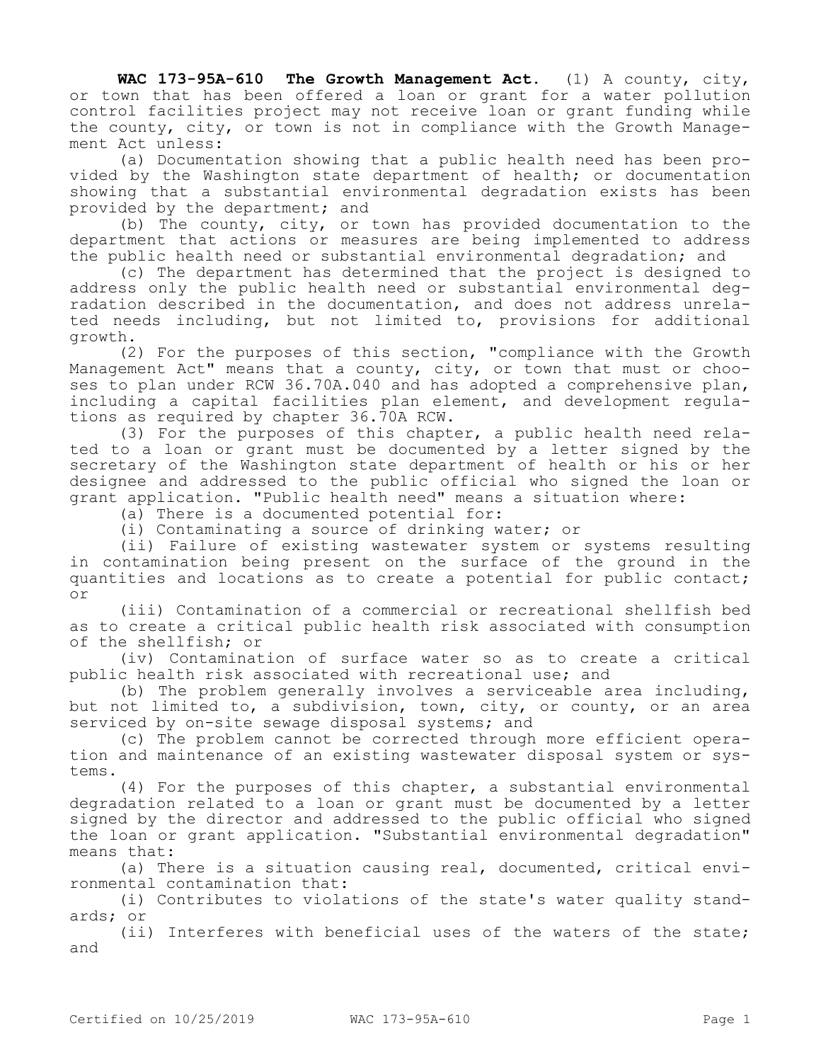**WAC 173-95A-610 The Growth Management Act.** (1) A county, city, or town that has been offered a loan or grant for a water pollution control facilities project may not receive loan or grant funding while the county, city, or town is not in compliance with the Growth Management Act unless:

(a) Documentation showing that a public health need has been provided by the Washington state department of health; or documentation showing that a substantial environmental degradation exists has been provided by the department; and

(b) The county, city, or town has provided documentation to the department that actions or measures are being implemented to address the public health need or substantial environmental degradation; and

(c) The department has determined that the project is designed to address only the public health need or substantial environmental degradation described in the documentation, and does not address unrelated needs including, but not limited to, provisions for additional growth.

(2) For the purposes of this section, "compliance with the Growth Management Act" means that a county, city, or town that must or chooses to plan under RCW 36.70A.040 and has adopted a comprehensive plan, including a capital facilities plan element, and development regulations as required by chapter 36.70A RCW.

(3) For the purposes of this chapter, a public health need related to a loan or grant must be documented by a letter signed by the secretary of the Washington state department of health or his or her designee and addressed to the public official who signed the loan or grant application. "Public health need" means a situation where:

(a) There is a documented potential for:

(i) Contaminating a source of drinking water; or

(ii) Failure of existing wastewater system or systems resulting in contamination being present on the surface of the ground in the quantities and locations as to create a potential for public contact; or

(iii) Contamination of a commercial or recreational shellfish bed as to create a critical public health risk associated with consumption of the shellfish; or

(iv) Contamination of surface water so as to create a critical public health risk associated with recreational use; and

(b) The problem generally involves a serviceable area including, but not limited to, a subdivision, town, city, or county, or an area serviced by on-site sewage disposal systems; and

(c) The problem cannot be corrected through more efficient operation and maintenance of an existing wastewater disposal system or systems.

(4) For the purposes of this chapter, a substantial environmental degradation related to a loan or grant must be documented by a letter signed by the director and addressed to the public official who signed the loan or grant application. "Substantial environmental degradation" means that:

(a) There is a situation causing real, documented, critical environmental contamination that:

(i) Contributes to violations of the state's water quality standards; or

(ii) Interferes with beneficial uses of the waters of the state; and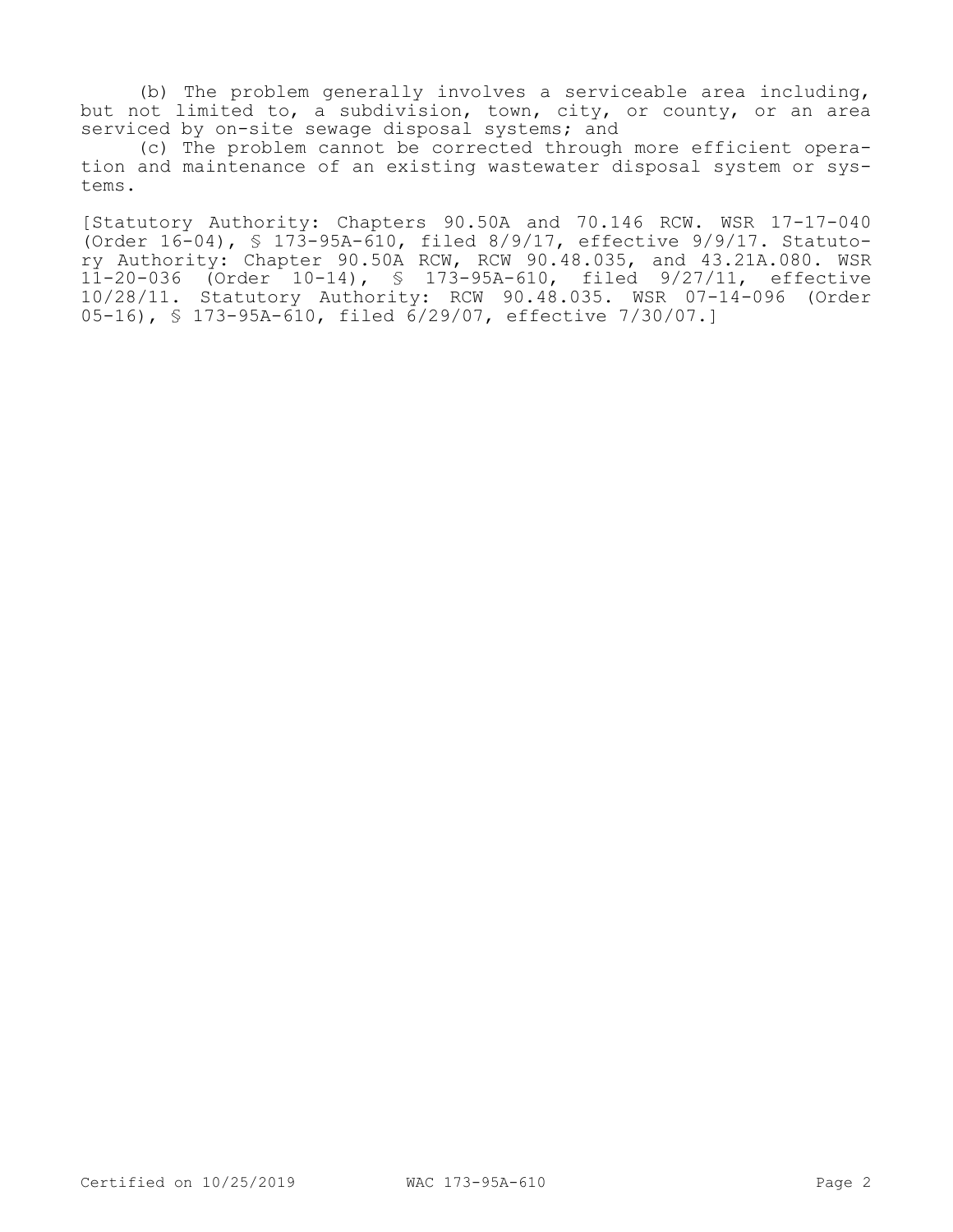(b) The problem generally involves a serviceable area including, but not limited to, a subdivision, town, city, or county, or an area serviced by on-site sewage disposal systems; and

(c) The problem cannot be corrected through more efficient operation and maintenance of an existing wastewater disposal system or systems.

[Statutory Authority: Chapters 90.50A and 70.146 RCW. WSR 17-17-040 (Order 16-04), § 173-95A-610, filed 8/9/17, effective 9/9/17. Statutory Authority: Chapter 90.50A RCW, RCW 90.48.035, and 43.21A.080. WSR 11-20-036 (Order 10-14), § 173-95A-610, filed 9/27/11, effective 10/28/11. Statutory Authority: RCW 90.48.035. WSR 07-14-096 (Order 05-16), § 173-95A-610, filed 6/29/07, effective 7/30/07.]